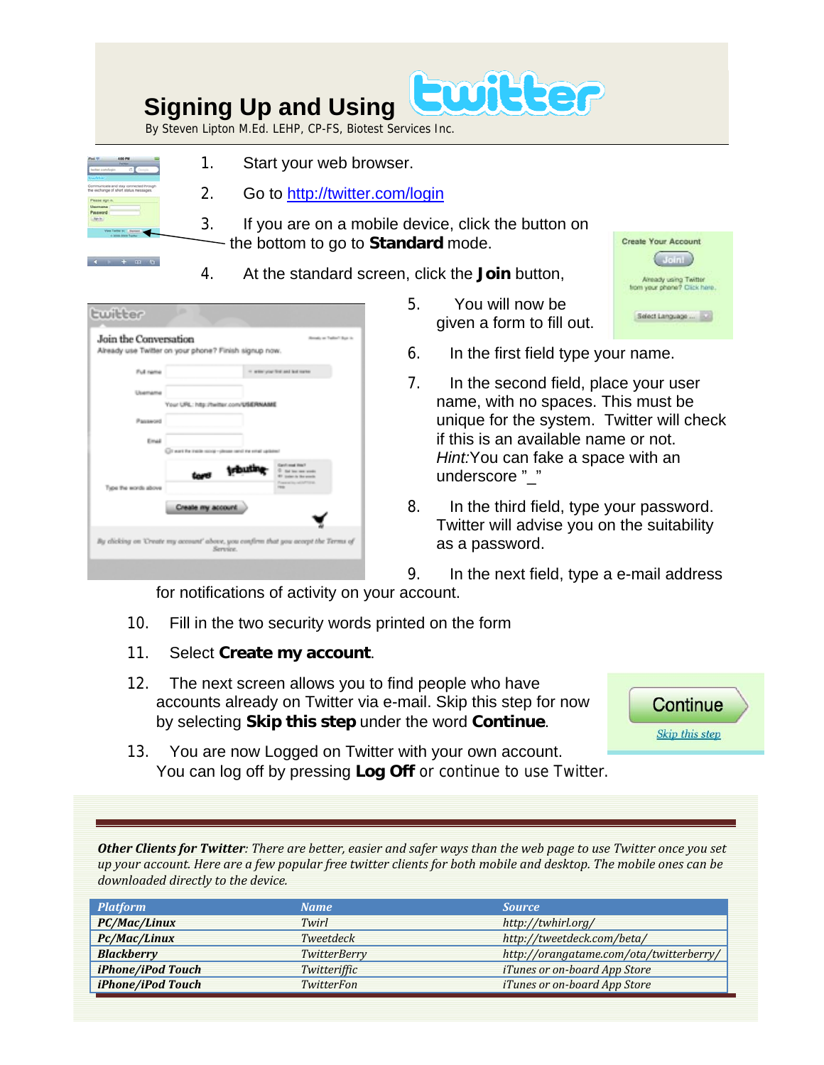# Signing Up and Using Twitter

By Steven Lipton M.Ed. LEHP, CP-FS, Biotest Services Inc.

1. Start your web browser.
2. Go to http://twitter.com/login
3. If you are on a mobile device, click the button on the bottom to go to **Standard** mode.
4. At the standard screen, click the **Join** button,
5. You will now be given a form to fill out.
6. In the first field type your name.
7. In the second field, place your user name, with no spaces. This must be unique for the system. Twitter will check if this is an available name or not. *Hint:* You can fake a space with an underscore "_"
8. In the third field, type your password. Twitter will advise you on the suitability as a password.
9. In the next field, type a e-mail address for notifications of activity on your account.
10. Fill in the two security words printed on the form
11. Select **Create my account**.
12. The next screen allows you to find people who have accounts already on Twitter via e-mail. Skip this step for now by selecting **Skip this step** under the word **Continue**.
13. You are now Logged on Twitter with your own account. You can log off by pressing **Log Off** or continue to use Twitter.

***Other Clients for Twitter****: There are better, easier and safer ways than the web page to use Twitter once you set up your account. Here are a few popular free twitter clients for both mobile and desktop. The mobile ones can be downloaded directly to the device.*

| *Platform* | *Name* | *Source* |
|---|---|---|
| ***PC/Mac/Linux*** | *Twirl* | *http://twhirl.org/* |
| ***Pc/Mac/Linux*** | *Tweetdeck* | *http://tweetdeck.com/beta/* |
| ***Blackberry*** | *TwitterBerry* | *http://orangatame.com/ota/twitterberry/* |
| ***iPhone/iPod Touch*** | *Twitteriffic* | *iTunes or on-board App Store* |
| ***iPhone/iPod Touch*** | *TwitterFon* | *iTunes or on-board App Store* |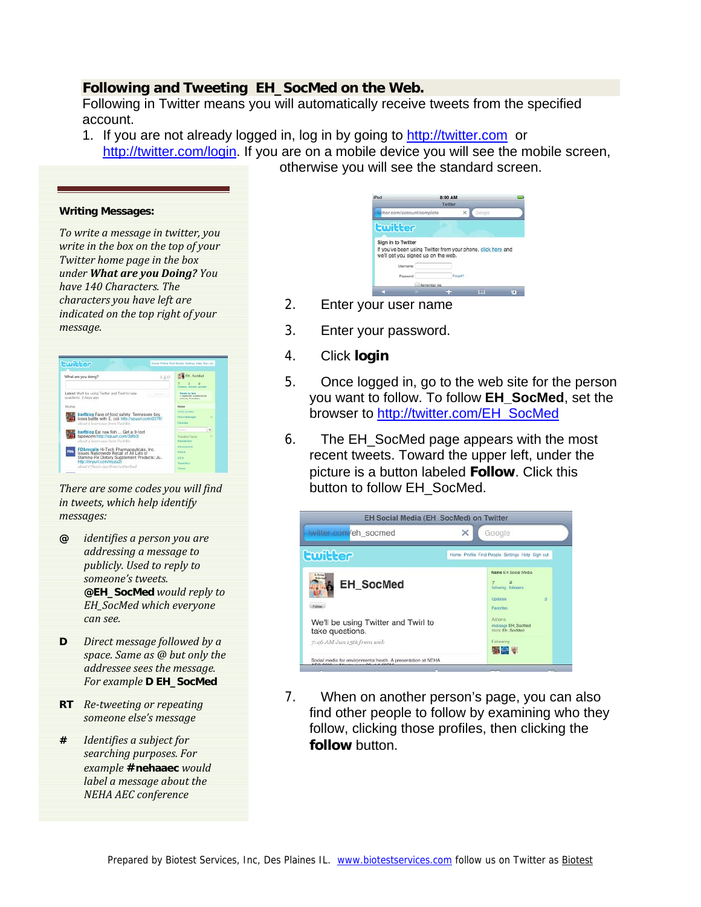## Following and Tweeting EH_SocMed on the Web.

Following in Twitter means you will automatically receive tweets from the specified account.

1. If you are not already logged in, log in by going to http://twitter.com or http://twitter.com/login. If you are on a mobile device you will see the mobile screen, otherwise you will see the standard screen.
2. Enter your user name
3. Enter your password.
4. Click **login**
5. Once logged in, go to the web site for the person you want to follow. To follow **EH_SocMed**, set the browser to http://twitter.com/EH_SocMed
6. The EH_SocMed page appears with the most recent tweets. Toward the upper left, under the picture is a button labeled **Follow**. Click this button to follow EH_SocMed.
7. When on another person's page, you can also find other people to follow by examining who they follow, clicking those profiles, then clicking the **follow** button.

### Writing Messages:

*To write a message in twitter, you write in the box on the top of your Twitter home page in the box under **What are you Doing?** You have 140 Characters. The characters you have left are indicated on the top right of your message.*

*There are some codes you will find in tweets, which help identify messages:*

**@** *identifies a person you are addressing a message to publicly. Used to reply to someone's tweets.* **@EH_SocMed** *would reply to EH_SocMed which everyone can see.*

**D** *Direct message followed by a space. Same as @ but only the addressee sees the message. For example* **D EH_SocMed**

**RT** *Re-tweeting or repeating someone else's message*

**#** *Identifies a subject for searching purposes. For example* **#nehaaec** *would label a message about the NEHA AEC conference*

Prepared by Biotest Services, Inc, Des Plaines IL. www.biotestservices.com follow us on Twitter as Biotest